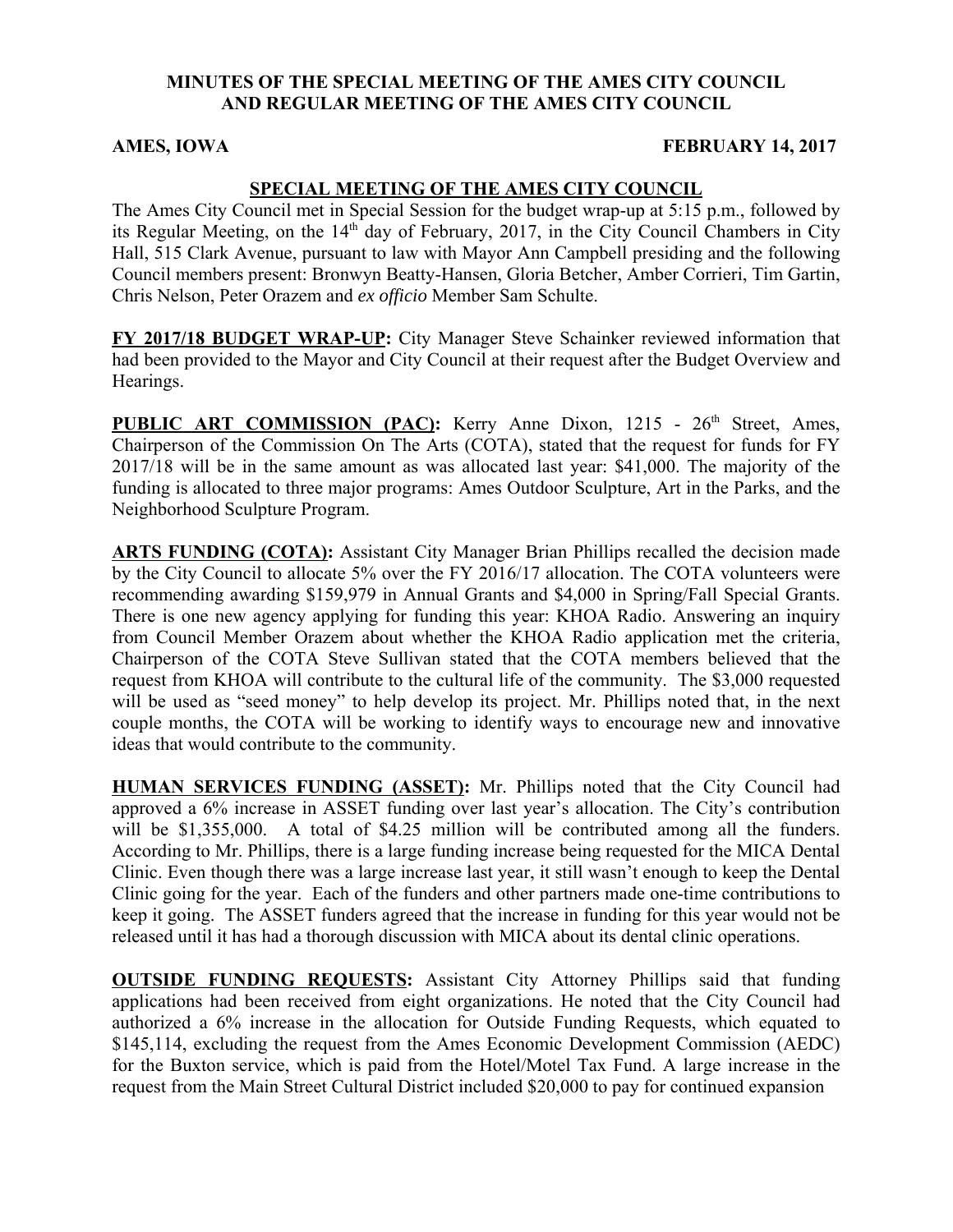# MINUTES OF THE SPECIAL MEETING OF THE AMES CITY COUNCIL AND REGULAR MEETING OF THE AMES CITY COUNCIL

**AMES, IOWA** **FEBRUARY 14, 2017**

## SPECIAL MEETING OF THE AMES CITY COUNCIL

The Ames City Council met in Special Session for the budget wrap-up at 5:15 p.m., followed by its Regular Meeting, on the 14th day of February, 2017, in the City Council Chambers in City Hall, 515 Clark Avenue, pursuant to law with Mayor Ann Campbell presiding and the following Council members present: Bronwyn Beatty-Hansen, Gloria Betcher, Amber Corrieri, Tim Gartin, Chris Nelson, Peter Orazem and *ex officio* Member Sam Schulte.

**FY 2017/18 BUDGET WRAP-UP:** City Manager Steve Schainker reviewed information that had been provided to the Mayor and City Council at their request after the Budget Overview and Hearings.

**PUBLIC ART COMMISSION (PAC):** Kerry Anne Dixon, 1215 - 26th Street, Ames, Chairperson of the Commission On The Arts (COTA), stated that the request for funds for FY 2017/18 will be in the same amount as was allocated last year: $41,000. The majority of the funding is allocated to three major programs: Ames Outdoor Sculpture, Art in the Parks, and the Neighborhood Sculpture Program.

**ARTS FUNDING (COTA):** Assistant City Manager Brian Phillips recalled the decision made by the City Council to allocate 5% over the FY 2016/17 allocation. The COTA volunteers were recommending awarding $159,979 in Annual Grants and $4,000 in Spring/Fall Special Grants. There is one new agency applying for funding this year: KHOA Radio. Answering an inquiry from Council Member Orazem about whether the KHOA Radio application met the criteria, Chairperson of the COTA Steve Sullivan stated that the COTA members believed that the request from KHOA will contribute to the cultural life of the community. The $3,000 requested will be used as "seed money" to help develop its project. Mr. Phillips noted that, in the next couple months, the COTA will be working to identify ways to encourage new and innovative ideas that would contribute to the community.

**HUMAN SERVICES FUNDING (ASSET):** Mr. Phillips noted that the City Council had approved a 6% increase in ASSET funding over last year's allocation. The City's contribution will be $1,355,000. A total of $4.25 million will be contributed among all the funders. According to Mr. Phillips, there is a large funding increase being requested for the MICA Dental Clinic. Even though there was a large increase last year, it still wasn't enough to keep the Dental Clinic going for the year. Each of the funders and other partners made one-time contributions to keep it going. The ASSET funders agreed that the increase in funding for this year would not be released until it has had a thorough discussion with MICA about its dental clinic operations.

**OUTSIDE FUNDING REQUESTS:** Assistant City Attorney Phillips said that funding applications had been received from eight organizations. He noted that the City Council had authorized a 6% increase in the allocation for Outside Funding Requests, which equated to $145,114, excluding the request from the Ames Economic Development Commission (AEDC) for the Buxton service, which is paid from the Hotel/Motel Tax Fund. A large increase in the request from the Main Street Cultural District included $20,000 to pay for continued expansion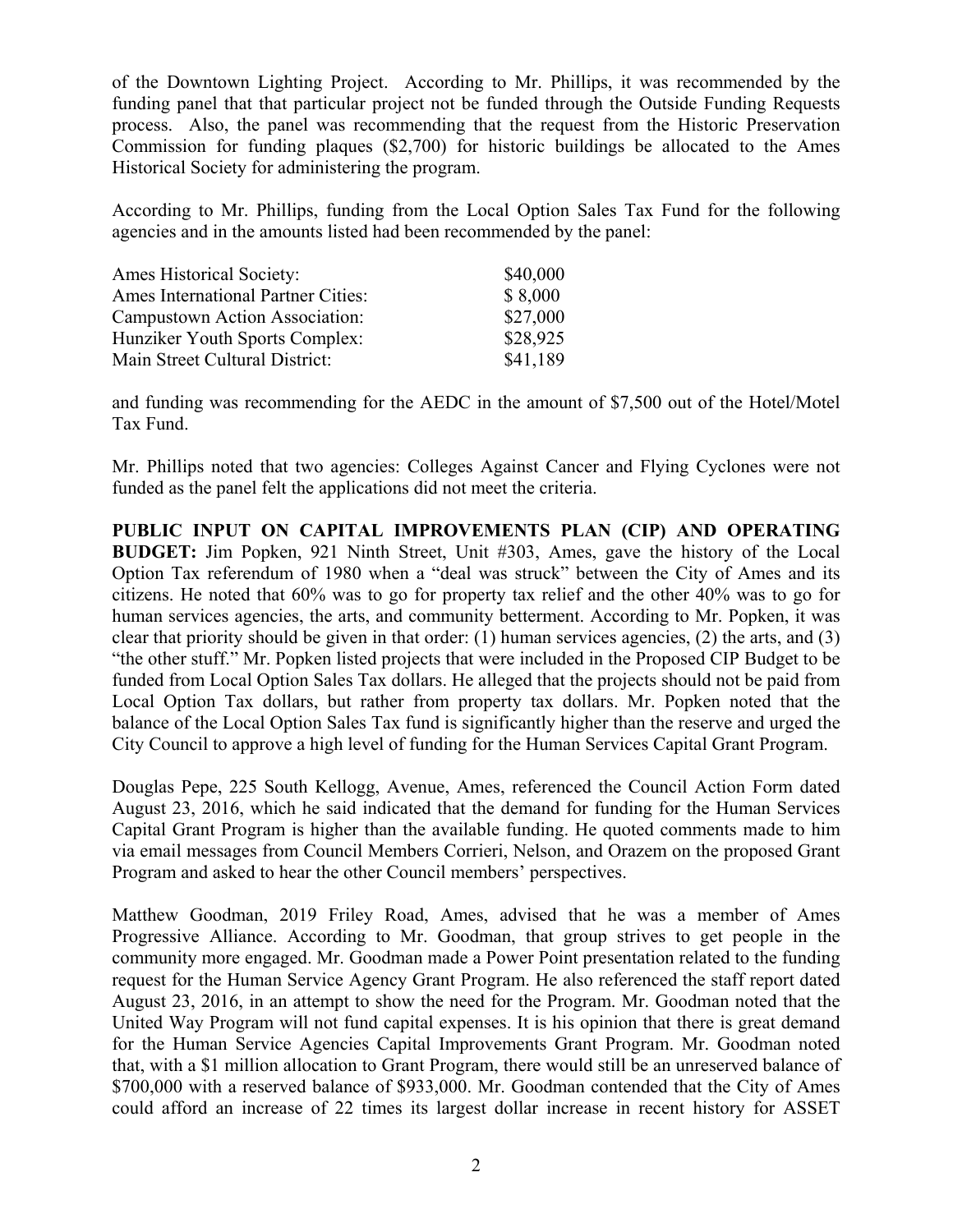of the Downtown Lighting Project. According to Mr. Phillips, it was recommended by the funding panel that that particular project not be funded through the Outside Funding Requests process. Also, the panel was recommending that the request from the Historic Preservation Commission for funding plaques ($2,700) for historic buildings be allocated to the Ames Historical Society for administering the program.

According to Mr. Phillips, funding from the Local Option Sales Tax Fund for the following agencies and in the amounts listed had been recommended by the panel:

| | |
|---|---|
| Ames Historical Society: | $40,000 |
| Ames International Partner Cities: | $ 8,000 |
| Campustown Action Association: | $27,000 |
| Hunziker Youth Sports Complex: | $28,925 |
| Main Street Cultural District: | $41,189 |

and funding was recommending for the AEDC in the amount of $7,500 out of the Hotel/Motel Tax Fund.

Mr. Phillips noted that two agencies: Colleges Against Cancer and Flying Cyclones were not funded as the panel felt the applications did not meet the criteria.

**PUBLIC INPUT ON CAPITAL IMPROVEMENTS PLAN (CIP) AND OPERATING BUDGET:** Jim Popken, 921 Ninth Street, Unit #303, Ames, gave the history of the Local Option Tax referendum of 1980 when a "deal was struck" between the City of Ames and its citizens. He noted that 60% was to go for property tax relief and the other 40% was to go for human services agencies, the arts, and community betterment. According to Mr. Popken, it was clear that priority should be given in that order: (1) human services agencies, (2) the arts, and (3) "the other stuff." Mr. Popken listed projects that were included in the Proposed CIP Budget to be funded from Local Option Sales Tax dollars. He alleged that the projects should not be paid from Local Option Tax dollars, but rather from property tax dollars. Mr. Popken noted that the balance of the Local Option Sales Tax fund is significantly higher than the reserve and urged the City Council to approve a high level of funding for the Human Services Capital Grant Program.

Douglas Pepe, 225 South Kellogg, Avenue, Ames, referenced the Council Action Form dated August 23, 2016, which he said indicated that the demand for funding for the Human Services Capital Grant Program is higher than the available funding. He quoted comments made to him via email messages from Council Members Corrieri, Nelson, and Orazem on the proposed Grant Program and asked to hear the other Council members' perspectives.

Matthew Goodman, 2019 Friley Road, Ames, advised that he was a member of Ames Progressive Alliance. According to Mr. Goodman, that group strives to get people in the community more engaged. Mr. Goodman made a Power Point presentation related to the funding request for the Human Service Agency Grant Program. He also referenced the staff report dated August 23, 2016, in an attempt to show the need for the Program. Mr. Goodman noted that the United Way Program will not fund capital expenses. It is his opinion that there is great demand for the Human Service Agencies Capital Improvements Grant Program. Mr. Goodman noted that, with a $1 million allocation to Grant Program, there would still be an unreserved balance of $700,000 with a reserved balance of $933,000. Mr. Goodman contended that the City of Ames could afford an increase of 22 times its largest dollar increase in recent history for ASSET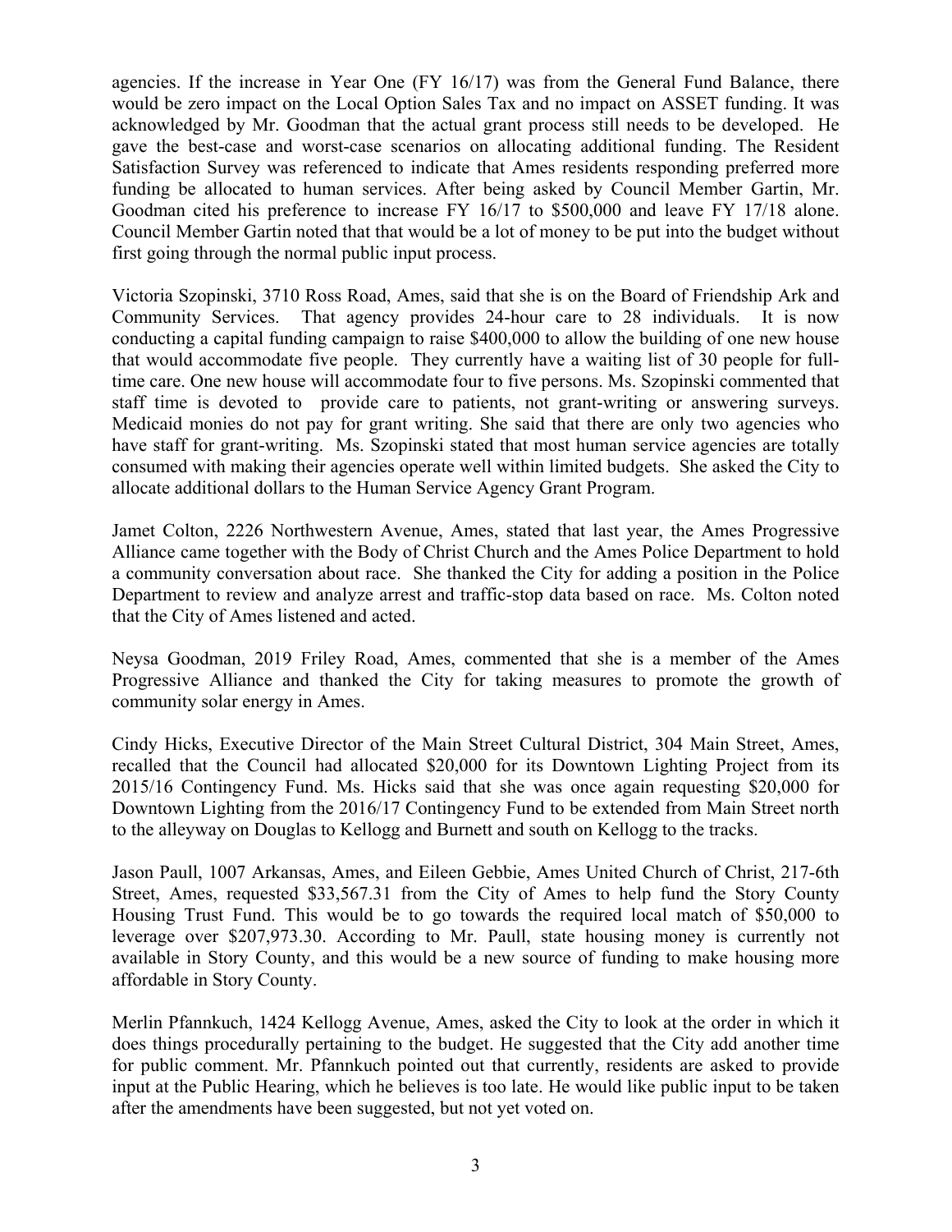agencies. If the increase in Year One (FY 16/17) was from the General Fund Balance, there would be zero impact on the Local Option Sales Tax and no impact on ASSET funding. It was acknowledged by Mr. Goodman that the actual grant process still needs to be developed. He gave the best-case and worst-case scenarios on allocating additional funding. The Resident Satisfaction Survey was referenced to indicate that Ames residents responding preferred more funding be allocated to human services. After being asked by Council Member Gartin, Mr. Goodman cited his preference to increase FY 16/17 to $500,000 and leave FY 17/18 alone. Council Member Gartin noted that that would be a lot of money to be put into the budget without first going through the normal public input process.

Victoria Szopinski, 3710 Ross Road, Ames, said that she is on the Board of Friendship Ark and Community Services. That agency provides 24-hour care to 28 individuals. It is now conducting a capital funding campaign to raise $400,000 to allow the building of one new house that would accommodate five people. They currently have a waiting list of 30 people for full-time care. One new house will accommodate four to five persons. Ms. Szopinski commented that staff time is devoted to provide care to patients, not grant-writing or answering surveys. Medicaid monies do not pay for grant writing. She said that there are only two agencies who have staff for grant-writing. Ms. Szopinski stated that most human service agencies are totally consumed with making their agencies operate well within limited budgets. She asked the City to allocate additional dollars to the Human Service Agency Grant Program.

Jamet Colton, 2226 Northwestern Avenue, Ames, stated that last year, the Ames Progressive Alliance came together with the Body of Christ Church and the Ames Police Department to hold a community conversation about race. She thanked the City for adding a position in the Police Department to review and analyze arrest and traffic-stop data based on race. Ms. Colton noted that the City of Ames listened and acted.

Neysa Goodman, 2019 Friley Road, Ames, commented that she is a member of the Ames Progressive Alliance and thanked the City for taking measures to promote the growth of community solar energy in Ames.

Cindy Hicks, Executive Director of the Main Street Cultural District, 304 Main Street, Ames, recalled that the Council had allocated $20,000 for its Downtown Lighting Project from its 2015/16 Contingency Fund. Ms. Hicks said that she was once again requesting $20,000 for Downtown Lighting from the 2016/17 Contingency Fund to be extended from Main Street north to the alleyway on Douglas to Kellogg and Burnett and south on Kellogg to the tracks.

Jason Paull, 1007 Arkansas, Ames, and Eileen Gebbie, Ames United Church of Christ, 217-6th Street, Ames, requested $33,567.31 from the City of Ames to help fund the Story County Housing Trust Fund. This would be to go towards the required local match of $50,000 to leverage over $207,973.30. According to Mr. Paull, state housing money is currently not available in Story County, and this would be a new source of funding to make housing more affordable in Story County.

Merlin Pfannkuch, 1424 Kellogg Avenue, Ames, asked the City to look at the order in which it does things procedurally pertaining to the budget. He suggested that the City add another time for public comment. Mr. Pfannkuch pointed out that currently, residents are asked to provide input at the Public Hearing, which he believes is too late. He would like public input to be taken after the amendments have been suggested, but not yet voted on.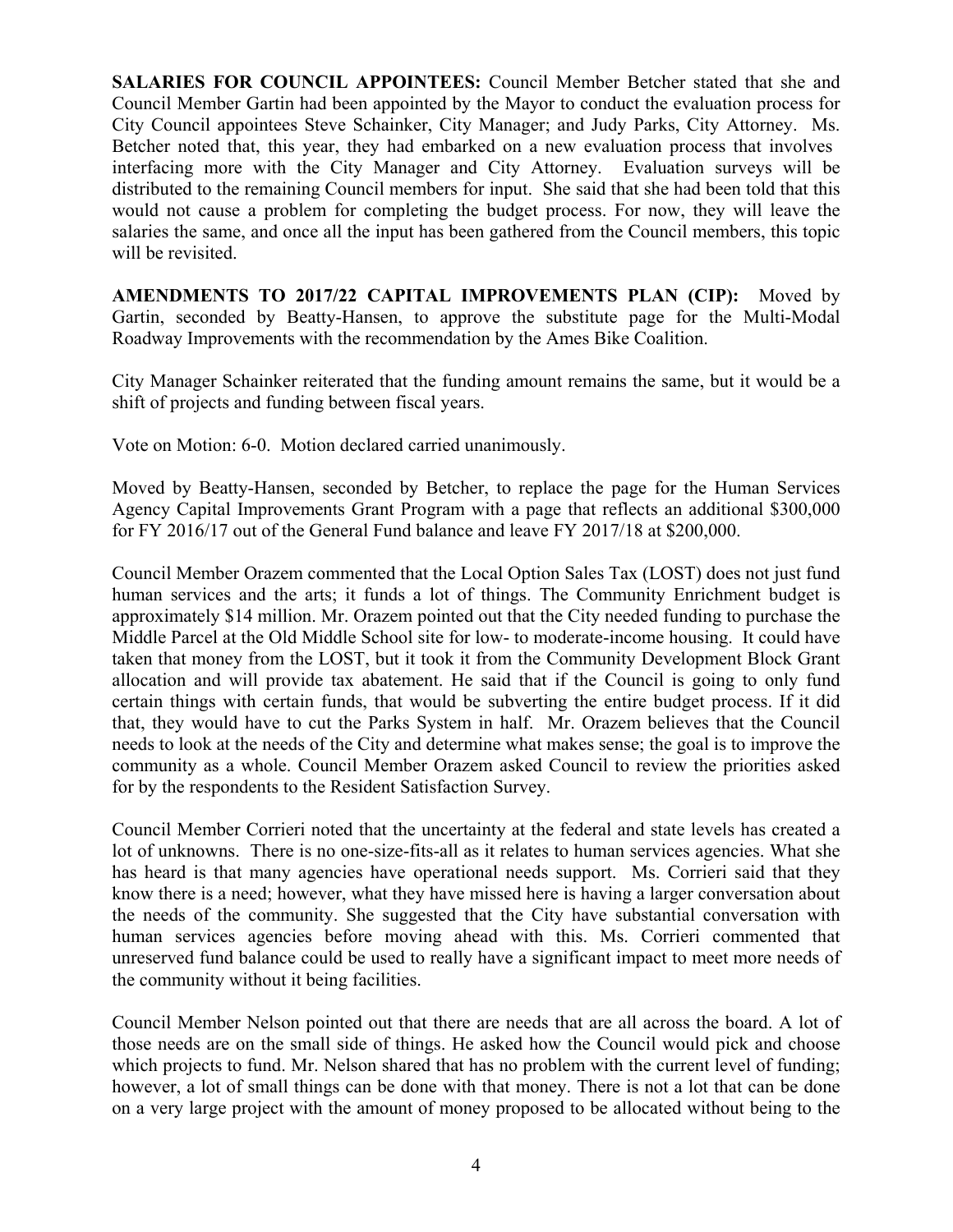**SALARIES FOR COUNCIL APPOINTEES:** Council Member Betcher stated that she and Council Member Gartin had been appointed by the Mayor to conduct the evaluation process for City Council appointees Steve Schainker, City Manager; and Judy Parks, City Attorney. Ms. Betcher noted that, this year, they had embarked on a new evaluation process that involves interfacing more with the City Manager and City Attorney. Evaluation surveys will be distributed to the remaining Council members for input. She said that she had been told that this would not cause a problem for completing the budget process. For now, they will leave the salaries the same, and once all the input has been gathered from the Council members, this topic will be revisited.

**AMENDMENTS TO 2017/22 CAPITAL IMPROVEMENTS PLAN (CIP):** Moved by Gartin, seconded by Beatty-Hansen, to approve the substitute page for the Multi-Modal Roadway Improvements with the recommendation by the Ames Bike Coalition.

City Manager Schainker reiterated that the funding amount remains the same, but it would be a shift of projects and funding between fiscal years.

Vote on Motion: 6-0. Motion declared carried unanimously.

Moved by Beatty-Hansen, seconded by Betcher, to replace the page for the Human Services Agency Capital Improvements Grant Program with a page that reflects an additional $300,000 for FY 2016/17 out of the General Fund balance and leave FY 2017/18 at $200,000.

Council Member Orazem commented that the Local Option Sales Tax (LOST) does not just fund human services and the arts; it funds a lot of things. The Community Enrichment budget is approximately $14 million. Mr. Orazem pointed out that the City needed funding to purchase the Middle Parcel at the Old Middle School site for low- to moderate-income housing. It could have taken that money from the LOST, but it took it from the Community Development Block Grant allocation and will provide tax abatement. He said that if the Council is going to only fund certain things with certain funds, that would be subverting the entire budget process. If it did that, they would have to cut the Parks System in half. Mr. Orazem believes that the Council needs to look at the needs of the City and determine what makes sense; the goal is to improve the community as a whole. Council Member Orazem asked Council to review the priorities asked for by the respondents to the Resident Satisfaction Survey.

Council Member Corrieri noted that the uncertainty at the federal and state levels has created a lot of unknowns. There is no one-size-fits-all as it relates to human services agencies. What she has heard is that many agencies have operational needs support. Ms. Corrieri said that they know there is a need; however, what they have missed here is having a larger conversation about the needs of the community. She suggested that the City have substantial conversation with human services agencies before moving ahead with this. Ms. Corrieri commented that unreserved fund balance could be used to really have a significant impact to meet more needs of the community without it being facilities.

Council Member Nelson pointed out that there are needs that are all across the board. A lot of those needs are on the small side of things. He asked how the Council would pick and choose which projects to fund. Mr. Nelson shared that has no problem with the current level of funding; however, a lot of small things can be done with that money. There is not a lot that can be done on a very large project with the amount of money proposed to be allocated without being to the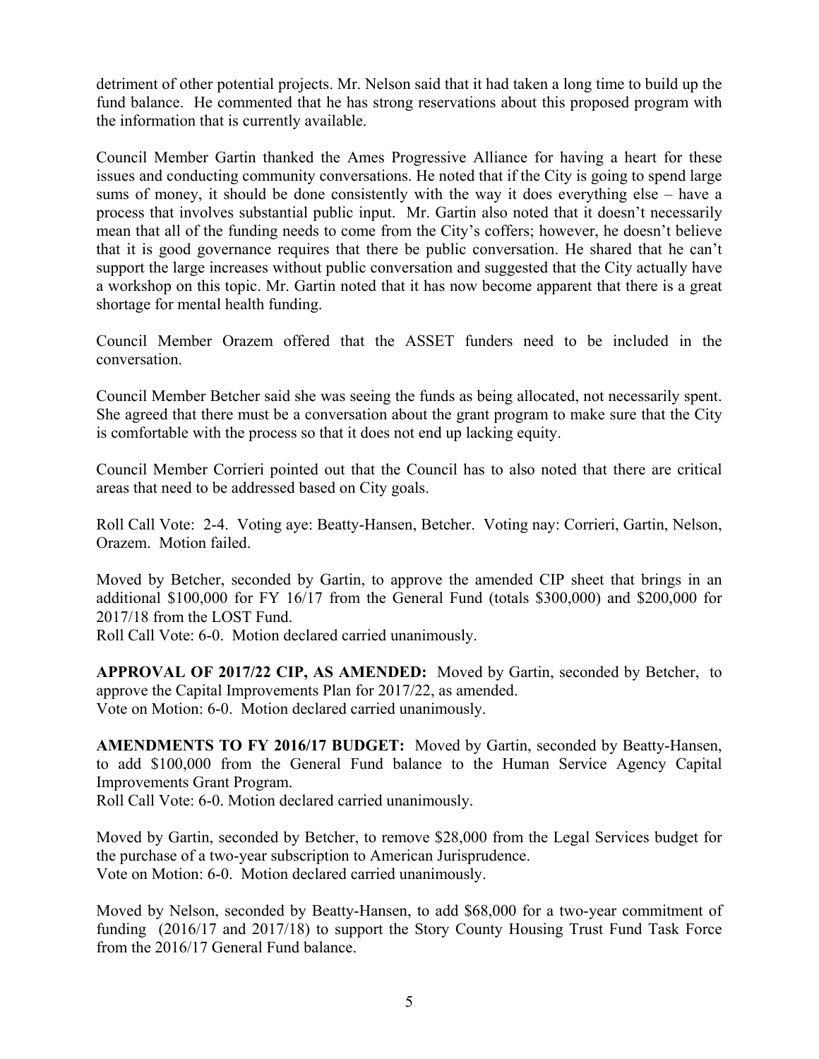detriment of other potential projects. Mr. Nelson said that it had taken a long time to build up the fund balance. He commented that he has strong reservations about this proposed program with the information that is currently available.

Council Member Gartin thanked the Ames Progressive Alliance for having a heart for these issues and conducting community conversations. He noted that if the City is going to spend large sums of money, it should be done consistently with the way it does everything else – have a process that involves substantial public input. Mr. Gartin also noted that it doesn't necessarily mean that all of the funding needs to come from the City's coffers; however, he doesn't believe that it is good governance requires that there be public conversation. He shared that he can't support the large increases without public conversation and suggested that the City actually have a workshop on this topic. Mr. Gartin noted that it has now become apparent that there is a great shortage for mental health funding.

Council Member Orazem offered that the ASSET funders need to be included in the conversation.

Council Member Betcher said she was seeing the funds as being allocated, not necessarily spent. She agreed that there must be a conversation about the grant program to make sure that the City is comfortable with the process so that it does not end up lacking equity.

Council Member Corrieri pointed out that the Council has to also noted that there are critical areas that need to be addressed based on City goals.

Roll Call Vote: 2-4. Voting aye: Beatty-Hansen, Betcher. Voting nay: Corrieri, Gartin, Nelson, Orazem. Motion failed.

Moved by Betcher, seconded by Gartin, to approve the amended CIP sheet that brings in an additional $100,000 for FY 16/17 from the General Fund (totals $300,000) and $200,000 for 2017/18 from the LOST Fund.
Roll Call Vote: 6-0. Motion declared carried unanimously.

**APPROVAL OF 2017/22 CIP, AS AMENDED:** Moved by Gartin, seconded by Betcher, to approve the Capital Improvements Plan for 2017/22, as amended.
Vote on Motion: 6-0. Motion declared carried unanimously.

**AMENDMENTS TO FY 2016/17 BUDGET:** Moved by Gartin, seconded by Beatty-Hansen, to add $100,000 from the General Fund balance to the Human Service Agency Capital Improvements Grant Program.
Roll Call Vote: 6-0. Motion declared carried unanimously.

Moved by Gartin, seconded by Betcher, to remove $28,000 from the Legal Services budget for the purchase of a two-year subscription to American Jurisprudence.
Vote on Motion: 6-0. Motion declared carried unanimously.

Moved by Nelson, seconded by Beatty-Hansen, to add $68,000 for a two-year commitment of funding (2016/17 and 2017/18) to support the Story County Housing Trust Fund Task Force from the 2016/17 General Fund balance.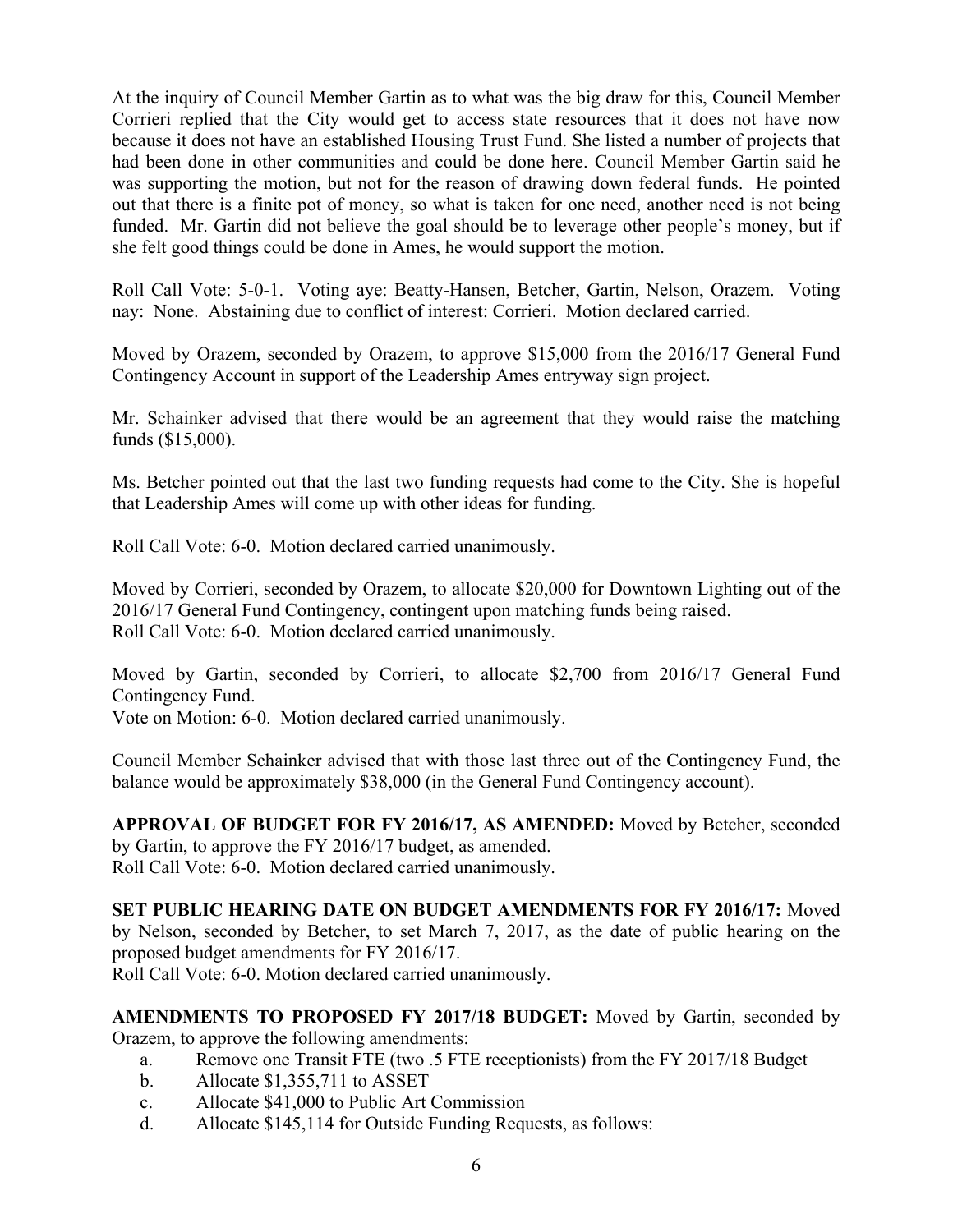At the inquiry of Council Member Gartin as to what was the big draw for this, Council Member Corrieri replied that the City would get to access state resources that it does not have now because it does not have an established Housing Trust Fund. She listed a number of projects that had been done in other communities and could be done here. Council Member Gartin said he was supporting the motion, but not for the reason of drawing down federal funds. He pointed out that there is a finite pot of money, so what is taken for one need, another need is not being funded. Mr. Gartin did not believe the goal should be to leverage other people's money, but if she felt good things could be done in Ames, he would support the motion.

Roll Call Vote: 5-0-1. Voting aye: Beatty-Hansen, Betcher, Gartin, Nelson, Orazem. Voting nay: None. Abstaining due to conflict of interest: Corrieri. Motion declared carried.

Moved by Orazem, seconded by Orazem, to approve $15,000 from the 2016/17 General Fund Contingency Account in support of the Leadership Ames entryway sign project.

Mr. Schainker advised that there would be an agreement that they would raise the matching funds ($15,000).

Ms. Betcher pointed out that the last two funding requests had come to the City. She is hopeful that Leadership Ames will come up with other ideas for funding.

Roll Call Vote: 6-0. Motion declared carried unanimously.

Moved by Corrieri, seconded by Orazem, to allocate $20,000 for Downtown Lighting out of the 2016/17 General Fund Contingency, contingent upon matching funds being raised.
Roll Call Vote: 6-0. Motion declared carried unanimously.

Moved by Gartin, seconded by Corrieri, to allocate $2,700 from 2016/17 General Fund Contingency Fund.
Vote on Motion: 6-0. Motion declared carried unanimously.

Council Member Schainker advised that with those last three out of the Contingency Fund, the balance would be approximately $38,000 (in the General Fund Contingency account).

**APPROVAL OF BUDGET FOR FY 2016/17, AS AMENDED:** Moved by Betcher, seconded by Gartin, to approve the FY 2016/17 budget, as amended.
Roll Call Vote: 6-0. Motion declared carried unanimously.

**SET PUBLIC HEARING DATE ON BUDGET AMENDMENTS FOR FY 2016/17:** Moved by Nelson, seconded by Betcher, to set March 7, 2017, as the date of public hearing on the proposed budget amendments for FY 2016/17.
Roll Call Vote: 6-0. Motion declared carried unanimously.

**AMENDMENTS TO PROPOSED FY 2017/18 BUDGET:** Moved by Gartin, seconded by Orazem, to approve the following amendments:

a. Remove one Transit FTE (two .5 FTE receptionists) from the FY 2017/18 Budget
b. Allocate $1,355,711 to ASSET
c. Allocate $41,000 to Public Art Commission
d. Allocate $145,114 for Outside Funding Requests, as follows: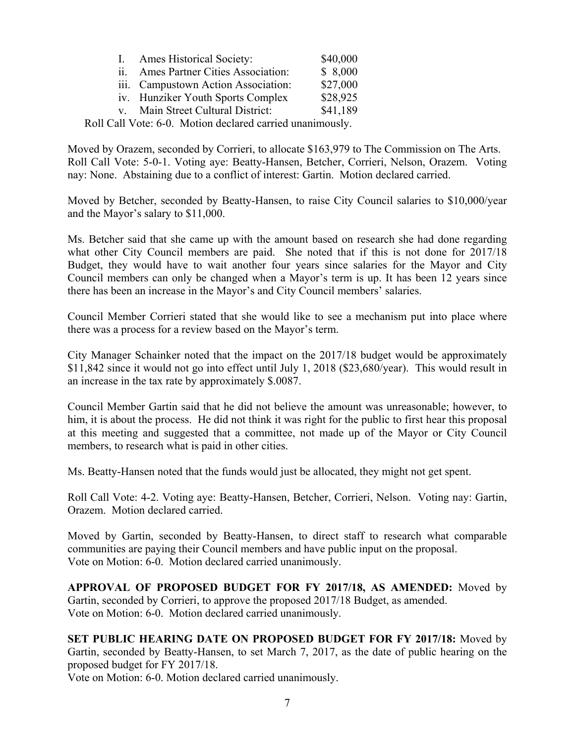I. Ames Historical Society: $40,000
ii. Ames Partner Cities Association: $ 8,000
iii. Campustown Action Association: $27,000
iv. Hunziker Youth Sports Complex $28,925
v. Main Street Cultural District: $41,189

Roll Call Vote: 6-0. Motion declared carried unanimously.

Moved by Orazem, seconded by Corrieri, to allocate $163,979 to The Commission on The Arts. Roll Call Vote: 5-0-1. Voting aye: Beatty-Hansen, Betcher, Corrieri, Nelson, Orazem. Voting nay: None. Abstaining due to a conflict of interest: Gartin. Motion declared carried.

Moved by Betcher, seconded by Beatty-Hansen, to raise City Council salaries to $10,000/year and the Mayor's salary to $11,000.

Ms. Betcher said that she came up with the amount based on research she had done regarding what other City Council members are paid. She noted that if this is not done for 2017/18 Budget, they would have to wait another four years since salaries for the Mayor and City Council members can only be changed when a Mayor's term is up. It has been 12 years since there has been an increase in the Mayor's and City Council members' salaries.

Council Member Corrieri stated that she would like to see a mechanism put into place where there was a process for a review based on the Mayor's term.

City Manager Schainker noted that the impact on the 2017/18 budget would be approximately $11,842 since it would not go into effect until July 1, 2018 ($23,680/year). This would result in an increase in the tax rate by approximately $.0087.

Council Member Gartin said that he did not believe the amount was unreasonable; however, to him, it is about the process. He did not think it was right for the public to first hear this proposal at this meeting and suggested that a committee, not made up of the Mayor or City Council members, to research what is paid in other cities.

Ms. Beatty-Hansen noted that the funds would just be allocated, they might not get spent.

Roll Call Vote: 4-2. Voting aye: Beatty-Hansen, Betcher, Corrieri, Nelson. Voting nay: Gartin, Orazem. Motion declared carried.

Moved by Gartin, seconded by Beatty-Hansen, to direct staff to research what comparable communities are paying their Council members and have public input on the proposal.
Vote on Motion: 6-0. Motion declared carried unanimously.

**APPROVAL OF PROPOSED BUDGET FOR FY 2017/18, AS AMENDED:** Moved by Gartin, seconded by Corrieri, to approve the proposed 2017/18 Budget, as amended.
Vote on Motion: 6-0. Motion declared carried unanimously.

**SET PUBLIC HEARING DATE ON PROPOSED BUDGET FOR FY 2017/18:** Moved by Gartin, seconded by Beatty-Hansen, to set March 7, 2017, as the date of public hearing on the proposed budget for FY 2017/18.
Vote on Motion: 6-0. Motion declared carried unanimously.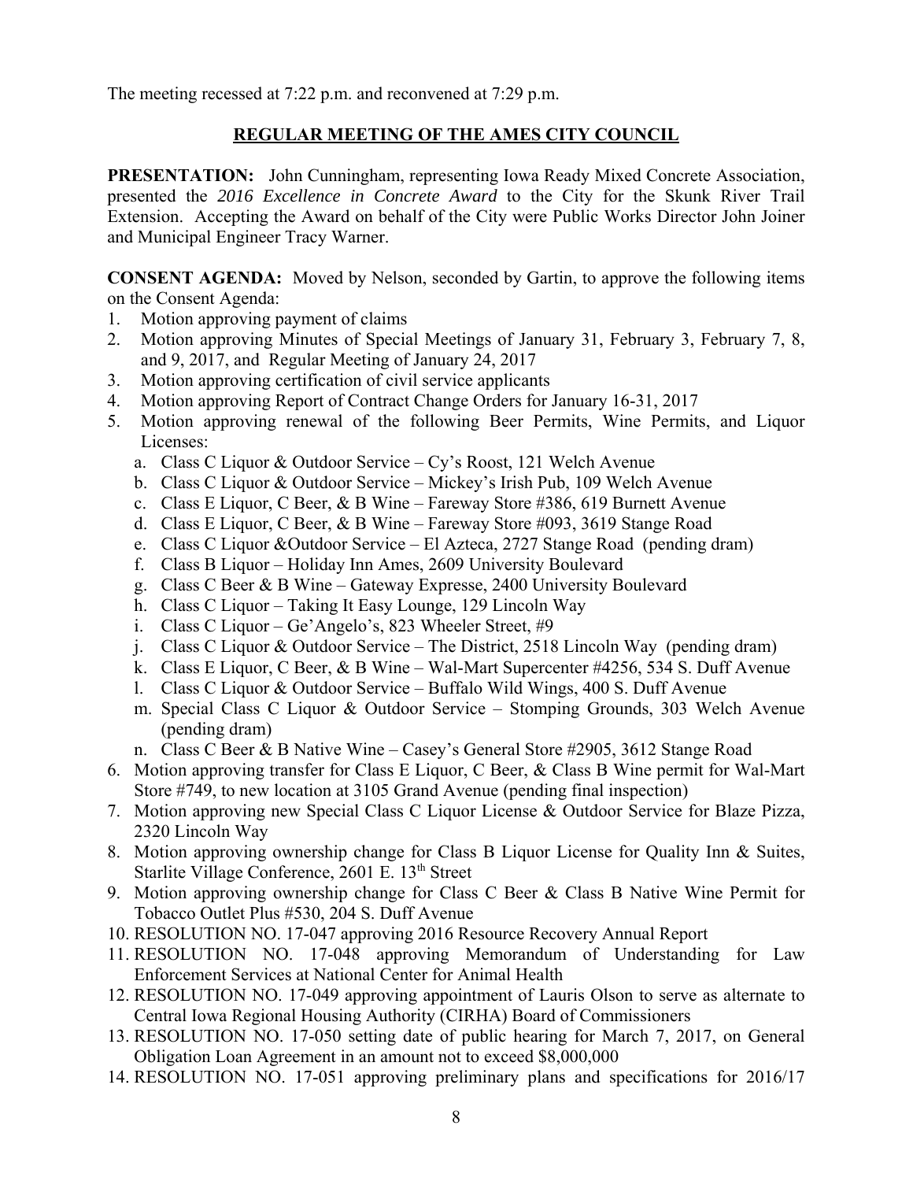The meeting recessed at 7:22 p.m. and reconvened at 7:29 p.m.

## REGULAR MEETING OF THE AMES CITY COUNCIL

**PRESENTATION:** John Cunningham, representing Iowa Ready Mixed Concrete Association, presented the *2016 Excellence in Concrete Award* to the City for the Skunk River Trail Extension. Accepting the Award on behalf of the City were Public Works Director John Joiner and Municipal Engineer Tracy Warner.

**CONSENT AGENDA:** Moved by Nelson, seconded by Gartin, to approve the following items on the Consent Agenda:

1. Motion approving payment of claims
2. Motion approving Minutes of Special Meetings of January 31, February 3, February 7, 8, and 9, 2017, and Regular Meeting of January 24, 2017
3. Motion approving certification of civil service applicants
4. Motion approving Report of Contract Change Orders for January 16-31, 2017
5. Motion approving renewal of the following Beer Permits, Wine Permits, and Liquor Licenses:
   a. Class C Liquor & Outdoor Service – Cy's Roost, 121 Welch Avenue
   b. Class C Liquor & Outdoor Service – Mickey's Irish Pub, 109 Welch Avenue
   c. Class E Liquor, C Beer, & B Wine – Fareway Store #386, 619 Burnett Avenue
   d. Class E Liquor, C Beer, & B Wine – Fareway Store #093, 3619 Stange Road
   e. Class C Liquor &Outdoor Service – El Azteca, 2727 Stange Road (pending dram)
   f. Class B Liquor – Holiday Inn Ames, 2609 University Boulevard
   g. Class C Beer & B Wine – Gateway Expresse, 2400 University Boulevard
   h. Class C Liquor – Taking It Easy Lounge, 129 Lincoln Way
   i. Class C Liquor – Ge'Angelo's, 823 Wheeler Street, #9
   j. Class C Liquor & Outdoor Service – The District, 2518 Lincoln Way (pending dram)
   k. Class E Liquor, C Beer, & B Wine – Wal-Mart Supercenter #4256, 534 S. Duff Avenue
   l. Class C Liquor & Outdoor Service – Buffalo Wild Wings, 400 S. Duff Avenue
   m. Special Class C Liquor & Outdoor Service – Stomping Grounds, 303 Welch Avenue (pending dram)
   n. Class C Beer & B Native Wine – Casey's General Store #2905, 3612 Stange Road
6. Motion approving transfer for Class E Liquor, C Beer, & Class B Wine permit for Wal-Mart Store #749, to new location at 3105 Grand Avenue (pending final inspection)
7. Motion approving new Special Class C Liquor License & Outdoor Service for Blaze Pizza, 2320 Lincoln Way
8. Motion approving ownership change for Class B Liquor License for Quality Inn & Suites, Starlite Village Conference, 2601 E. 13th Street
9. Motion approving ownership change for Class C Beer & Class B Native Wine Permit for Tobacco Outlet Plus #530, 204 S. Duff Avenue
10. RESOLUTION NO. 17-047 approving 2016 Resource Recovery Annual Report
11. RESOLUTION NO. 17-048 approving Memorandum of Understanding for Law Enforcement Services at National Center for Animal Health
12. RESOLUTION NO. 17-049 approving appointment of Lauris Olson to serve as alternate to Central Iowa Regional Housing Authority (CIRHA) Board of Commissioners
13. RESOLUTION NO. 17-050 setting date of public hearing for March 7, 2017, on General Obligation Loan Agreement in an amount not to exceed $8,000,000
14. RESOLUTION NO. 17-051 approving preliminary plans and specifications for 2016/17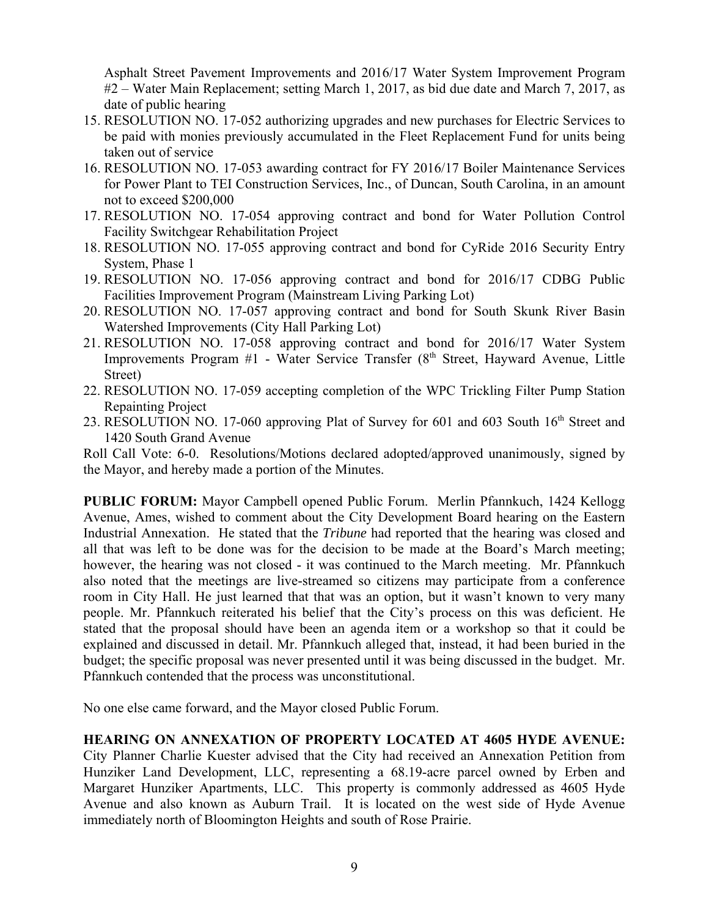Asphalt Street Pavement Improvements and 2016/17 Water System Improvement Program #2 – Water Main Replacement; setting March 1, 2017, as bid due date and March 7, 2017, as date of public hearing

15. RESOLUTION NO. 17-052 authorizing upgrades and new purchases for Electric Services to be paid with monies previously accumulated in the Fleet Replacement Fund for units being taken out of service
16. RESOLUTION NO. 17-053 awarding contract for FY 2016/17 Boiler Maintenance Services for Power Plant to TEI Construction Services, Inc., of Duncan, South Carolina, in an amount not to exceed $200,000
17. RESOLUTION NO. 17-054 approving contract and bond for Water Pollution Control Facility Switchgear Rehabilitation Project
18. RESOLUTION NO. 17-055 approving contract and bond for CyRide 2016 Security Entry System, Phase 1
19. RESOLUTION NO. 17-056 approving contract and bond for 2016/17 CDBG Public Facilities Improvement Program (Mainstream Living Parking Lot)
20. RESOLUTION NO. 17-057 approving contract and bond for South Skunk River Basin Watershed Improvements (City Hall Parking Lot)
21. RESOLUTION NO. 17-058 approving contract and bond for 2016/17 Water System Improvements Program #1 - Water Service Transfer (8th Street, Hayward Avenue, Little Street)
22. RESOLUTION NO. 17-059 accepting completion of the WPC Trickling Filter Pump Station Repainting Project
23. RESOLUTION NO. 17-060 approving Plat of Survey for 601 and 603 South 16th Street and 1420 South Grand Avenue

Roll Call Vote: 6-0. Resolutions/Motions declared adopted/approved unanimously, signed by the Mayor, and hereby made a portion of the Minutes.

**PUBLIC FORUM:** Mayor Campbell opened Public Forum. Merlin Pfannkuch, 1424 Kellogg Avenue, Ames, wished to comment about the City Development Board hearing on the Eastern Industrial Annexation. He stated that the *Tribune* had reported that the hearing was closed and all that was left to be done was for the decision to be made at the Board's March meeting; however, the hearing was not closed - it was continued to the March meeting. Mr. Pfannkuch also noted that the meetings are live-streamed so citizens may participate from a conference room in City Hall. He just learned that that was an option, but it wasn't known to very many people. Mr. Pfannkuch reiterated his belief that the City's process on this was deficient. He stated that the proposal should have been an agenda item or a workshop so that it could be explained and discussed in detail. Mr. Pfannkuch alleged that, instead, it had been buried in the budget; the specific proposal was never presented until it was being discussed in the budget. Mr. Pfannkuch contended that the process was unconstitutional.

No one else came forward, and the Mayor closed Public Forum.

**HEARING ON ANNEXATION OF PROPERTY LOCATED AT 4605 HYDE AVENUE:** City Planner Charlie Kuester advised that the City had received an Annexation Petition from Hunziker Land Development, LLC, representing a 68.19-acre parcel owned by Erben and Margaret Hunziker Apartments, LLC. This property is commonly addressed as 4605 Hyde Avenue and also known as Auburn Trail. It is located on the west side of Hyde Avenue immediately north of Bloomington Heights and south of Rose Prairie.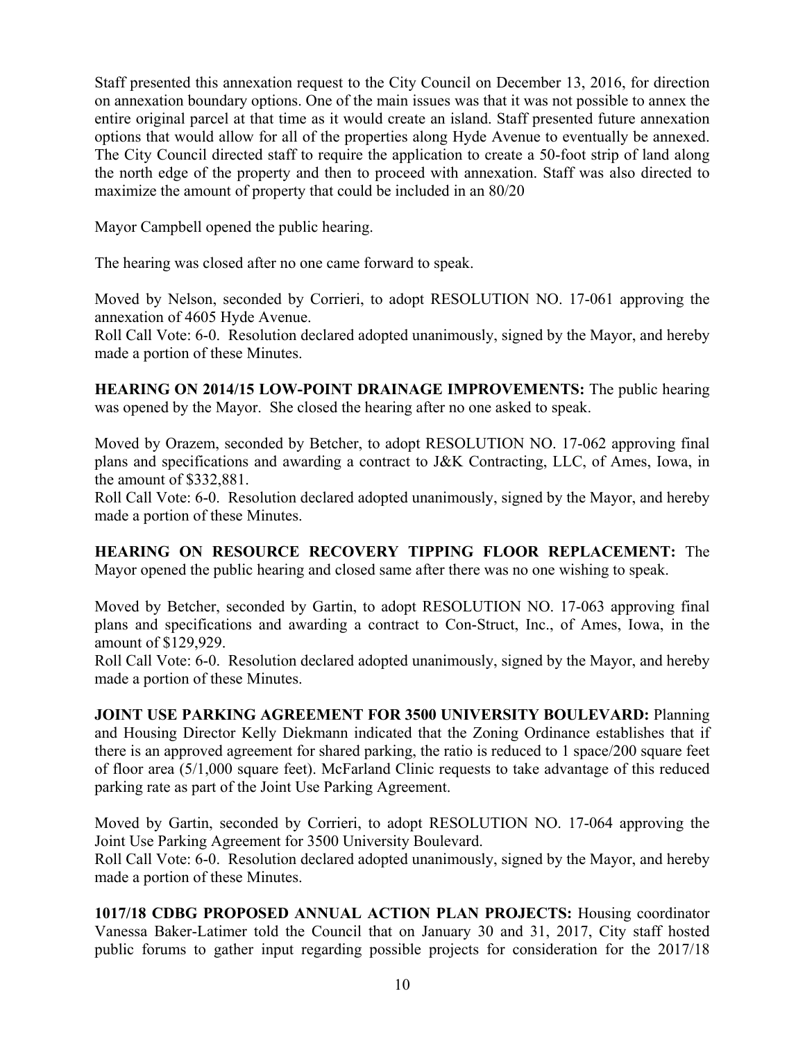Staff presented this annexation request to the City Council on December 13, 2016, for direction on annexation boundary options. One of the main issues was that it was not possible to annex the entire original parcel at that time as it would create an island. Staff presented future annexation options that would allow for all of the properties along Hyde Avenue to eventually be annexed. The City Council directed staff to require the application to create a 50-foot strip of land along the north edge of the property and then to proceed with annexation. Staff was also directed to maximize the amount of property that could be included in an 80/20

Mayor Campbell opened the public hearing.

The hearing was closed after no one came forward to speak.

Moved by Nelson, seconded by Corrieri, to adopt RESOLUTION NO. 17-061 approving the annexation of 4605 Hyde Avenue.
Roll Call Vote: 6-0. Resolution declared adopted unanimously, signed by the Mayor, and hereby made a portion of these Minutes.

**HEARING ON 2014/15 LOW-POINT DRAINAGE IMPROVEMENTS:** The public hearing was opened by the Mayor. She closed the hearing after no one asked to speak.

Moved by Orazem, seconded by Betcher, to adopt RESOLUTION NO. 17-062 approving final plans and specifications and awarding a contract to J&K Contracting, LLC, of Ames, Iowa, in the amount of $332,881.
Roll Call Vote: 6-0. Resolution declared adopted unanimously, signed by the Mayor, and hereby made a portion of these Minutes.

**HEARING ON RESOURCE RECOVERY TIPPING FLOOR REPLACEMENT:** The Mayor opened the public hearing and closed same after there was no one wishing to speak.

Moved by Betcher, seconded by Gartin, to adopt RESOLUTION NO. 17-063 approving final plans and specifications and awarding a contract to Con-Struct, Inc., of Ames, Iowa, in the amount of $129,929.
Roll Call Vote: 6-0. Resolution declared adopted unanimously, signed by the Mayor, and hereby made a portion of these Minutes.

**JOINT USE PARKING AGREEMENT FOR 3500 UNIVERSITY BOULEVARD:** Planning and Housing Director Kelly Diekmann indicated that the Zoning Ordinance establishes that if there is an approved agreement for shared parking, the ratio is reduced to 1 space/200 square feet of floor area (5/1,000 square feet). McFarland Clinic requests to take advantage of this reduced parking rate as part of the Joint Use Parking Agreement.

Moved by Gartin, seconded by Corrieri, to adopt RESOLUTION NO. 17-064 approving the Joint Use Parking Agreement for 3500 University Boulevard.
Roll Call Vote: 6-0. Resolution declared adopted unanimously, signed by the Mayor, and hereby made a portion of these Minutes.

**1017/18 CDBG PROPOSED ANNUAL ACTION PLAN PROJECTS:** Housing coordinator Vanessa Baker-Latimer told the Council that on January 30 and 31, 2017, City staff hosted public forums to gather input regarding possible projects for consideration for the 2017/18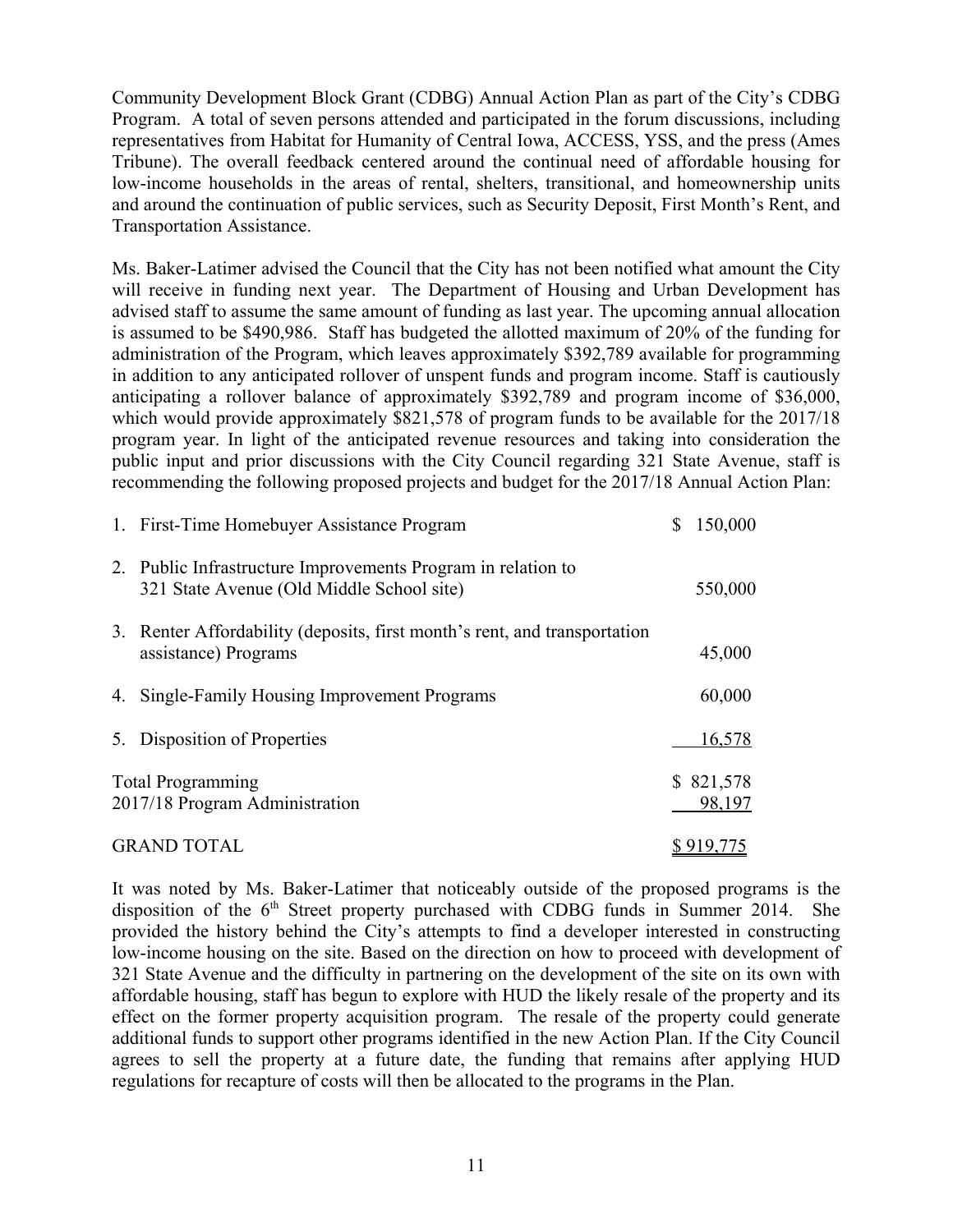Community Development Block Grant (CDBG) Annual Action Plan as part of the City's CDBG Program. A total of seven persons attended and participated in the forum discussions, including representatives from Habitat for Humanity of Central Iowa, ACCESS, YSS, and the press (Ames Tribune). The overall feedback centered around the continual need of affordable housing for low-income households in the areas of rental, shelters, transitional, and homeownership units and around the continuation of public services, such as Security Deposit, First Month's Rent, and Transportation Assistance.

Ms. Baker-Latimer advised the Council that the City has not been notified what amount the City will receive in funding next year. The Department of Housing and Urban Development has advised staff to assume the same amount of funding as last year. The upcoming annual allocation is assumed to be $490,986. Staff has budgeted the allotted maximum of 20% of the funding for administration of the Program, which leaves approximately $392,789 available for programming in addition to any anticipated rollover of unspent funds and program income. Staff is cautiously anticipating a rollover balance of approximately $392,789 and program income of $36,000, which would provide approximately $821,578 of program funds to be available for the 2017/18 program year. In light of the anticipated revenue resources and taking into consideration the public input and prior discussions with the City Council regarding 321 State Avenue, staff is recommending the following proposed projects and budget for the 2017/18 Annual Action Plan:

| Program | Amount |
|---|---|
| 1. First-Time Homebuyer Assistance Program | $ 150,000 |
| 2. Public Infrastructure Improvements Program in relation to 321 State Avenue (Old Middle School site) | 550,000 |
| 3. Renter Affordability (deposits, first month's rent, and transportation assistance) Programs | 45,000 |
| 4. Single-Family Housing Improvement Programs | 60,000 |
| 5. Disposition of Properties | 16,578 |
| Total Programming | $ 821,578 |
| 2017/18 Program Administration | 98,197 |
| GRAND TOTAL | $ 919,775 |

It was noted by Ms. Baker-Latimer that noticeably outside of the proposed programs is the disposition of the 6th Street property purchased with CDBG funds in Summer 2014. She provided the history behind the City's attempts to find a developer interested in constructing low-income housing on the site. Based on the direction on how to proceed with development of 321 State Avenue and the difficulty in partnering on the development of the site on its own with affordable housing, staff has begun to explore with HUD the likely resale of the property and its effect on the former property acquisition program. The resale of the property could generate additional funds to support other programs identified in the new Action Plan. If the City Council agrees to sell the property at a future date, the funding that remains after applying HUD regulations for recapture of costs will then be allocated to the programs in the Plan.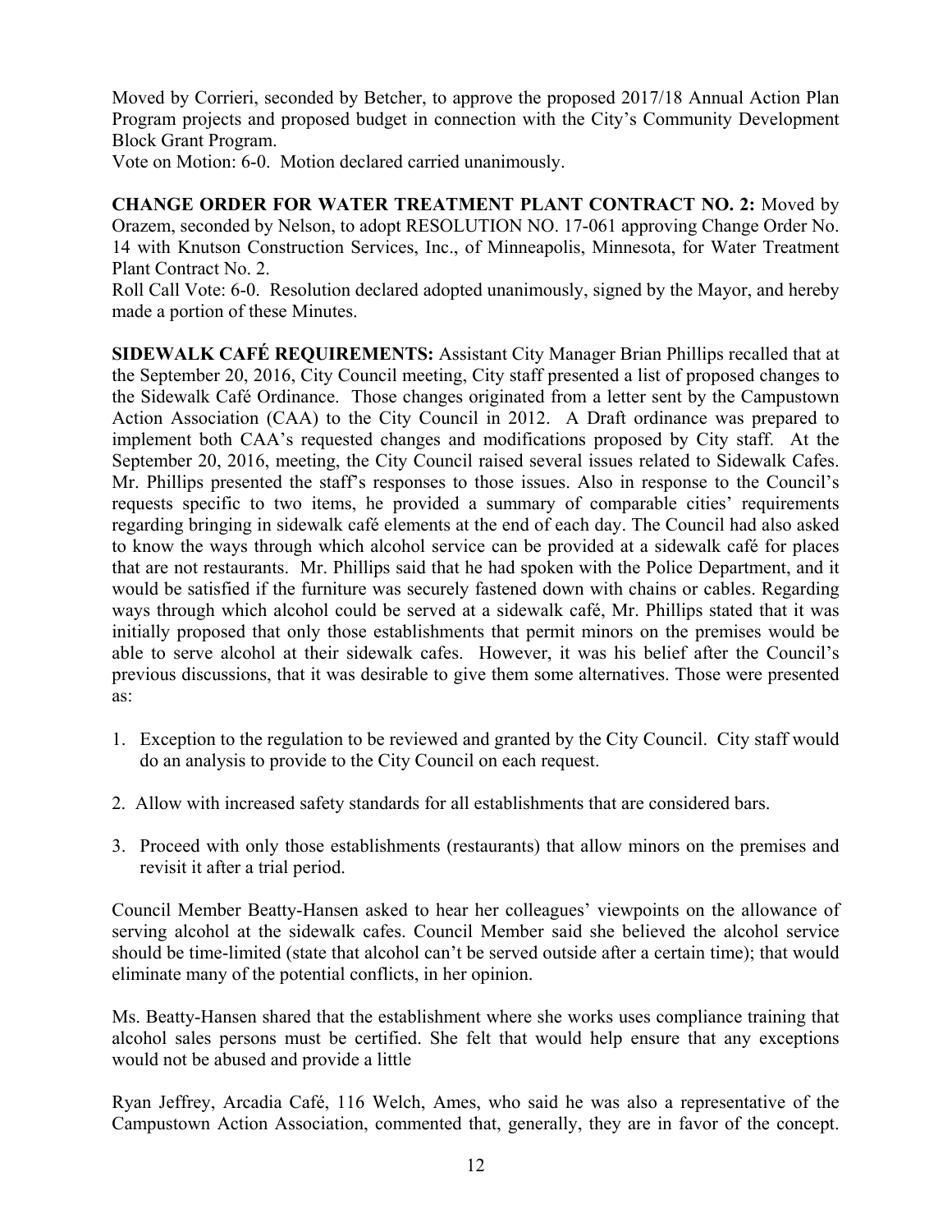Moved by Corrieri, seconded by Betcher, to approve the proposed 2017/18 Annual Action Plan Program projects and proposed budget in connection with the City's Community Development Block Grant Program.

Vote on Motion: 6-0. Motion declared carried unanimously.

**CHANGE ORDER FOR WATER TREATMENT PLANT CONTRACT NO. 2:** Moved by Orazem, seconded by Nelson, to adopt RESOLUTION NO. 17-061 approving Change Order No. 14 with Knutson Construction Services, Inc., of Minneapolis, Minnesota, for Water Treatment Plant Contract No. 2.

Roll Call Vote: 6-0. Resolution declared adopted unanimously, signed by the Mayor, and hereby made a portion of these Minutes.

**SIDEWALK CAFÉ REQUIREMENTS:** Assistant City Manager Brian Phillips recalled that at the September 20, 2016, City Council meeting, City staff presented a list of proposed changes to the Sidewalk Café Ordinance. Those changes originated from a letter sent by the Campustown Action Association (CAA) to the City Council in 2012. A Draft ordinance was prepared to implement both CAA's requested changes and modifications proposed by City staff. At the September 20, 2016, meeting, the City Council raised several issues related to Sidewalk Cafes. Mr. Phillips presented the staff's responses to those issues. Also in response to the Council's requests specific to two items, he provided a summary of comparable cities' requirements regarding bringing in sidewalk café elements at the end of each day. The Council had also asked to know the ways through which alcohol service can be provided at a sidewalk café for places that are not restaurants. Mr. Phillips said that he had spoken with the Police Department, and it would be satisfied if the furniture was securely fastened down with chains or cables. Regarding ways through which alcohol could be served at a sidewalk café, Mr. Phillips stated that it was initially proposed that only those establishments that permit minors on the premises would be able to serve alcohol at their sidewalk cafes. However, it was his belief after the Council's previous discussions, that it was desirable to give them some alternatives. Those were presented as:

1. Exception to the regulation to be reviewed and granted by the City Council. City staff would do an analysis to provide to the City Council on each request.

2. Allow with increased safety standards for all establishments that are considered bars.

3. Proceed with only those establishments (restaurants) that allow minors on the premises and revisit it after a trial period.

Council Member Beatty-Hansen asked to hear her colleagues' viewpoints on the allowance of serving alcohol at the sidewalk cafes. Council Member said she believed the alcohol service should be time-limited (state that alcohol can't be served outside after a certain time); that would eliminate many of the potential conflicts, in her opinion.

Ms. Beatty-Hansen shared that the establishment where she works uses compliance training that alcohol sales persons must be certified. She felt that would help ensure that any exceptions would not be abused and provide a little

Ryan Jeffrey, Arcadia Café, 116 Welch, Ames, who said he was also a representative of the Campustown Action Association, commented that, generally, they are in favor of the concept.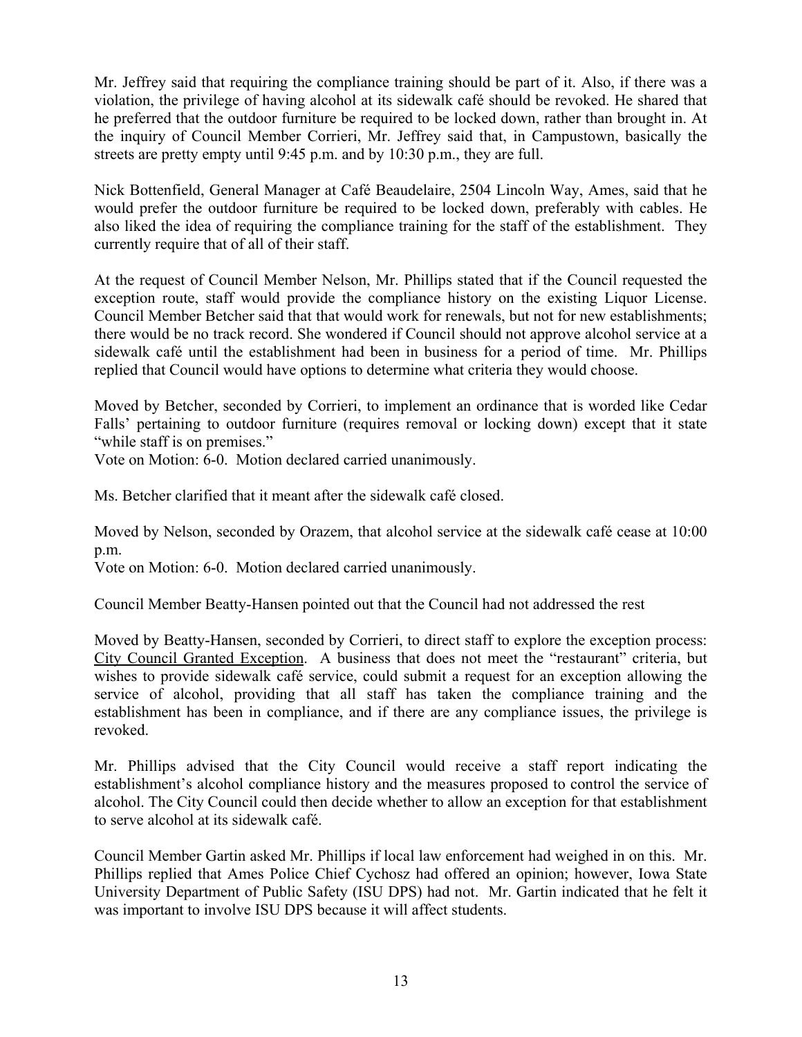Mr. Jeffrey said that requiring the compliance training should be part of it. Also, if there was a violation, the privilege of having alcohol at its sidewalk café should be revoked. He shared that he preferred that the outdoor furniture be required to be locked down, rather than brought in. At the inquiry of Council Member Corrieri, Mr. Jeffrey said that, in Campustown, basically the streets are pretty empty until 9:45 p.m. and by 10:30 p.m., they are full.

Nick Bottenfield, General Manager at Café Beaudelaire, 2504 Lincoln Way, Ames, said that he would prefer the outdoor furniture be required to be locked down, preferably with cables. He also liked the idea of requiring the compliance training for the staff of the establishment. They currently require that of all of their staff.

At the request of Council Member Nelson, Mr. Phillips stated that if the Council requested the exception route, staff would provide the compliance history on the existing Liquor License. Council Member Betcher said that that would work for renewals, but not for new establishments; there would be no track record. She wondered if Council should not approve alcohol service at a sidewalk café until the establishment had been in business for a period of time. Mr. Phillips replied that Council would have options to determine what criteria they would choose.

Moved by Betcher, seconded by Corrieri, to implement an ordinance that is worded like Cedar Falls' pertaining to outdoor furniture (requires removal or locking down) except that it state "while staff is on premises."
Vote on Motion: 6-0. Motion declared carried unanimously.

Ms. Betcher clarified that it meant after the sidewalk café closed.

Moved by Nelson, seconded by Orazem, that alcohol service at the sidewalk café cease at 10:00 p.m.
Vote on Motion: 6-0. Motion declared carried unanimously.

Council Member Beatty-Hansen pointed out that the Council had not addressed the rest

Moved by Beatty-Hansen, seconded by Corrieri, to direct staff to explore the exception process: City Council Granted Exception. A business that does not meet the "restaurant" criteria, but wishes to provide sidewalk café service, could submit a request for an exception allowing the service of alcohol, providing that all staff has taken the compliance training and the establishment has been in compliance, and if there are any compliance issues, the privilege is revoked.

Mr. Phillips advised that the City Council would receive a staff report indicating the establishment's alcohol compliance history and the measures proposed to control the service of alcohol. The City Council could then decide whether to allow an exception for that establishment to serve alcohol at its sidewalk café.

Council Member Gartin asked Mr. Phillips if local law enforcement had weighed in on this. Mr. Phillips replied that Ames Police Chief Cychosz had offered an opinion; however, Iowa State University Department of Public Safety (ISU DPS) had not. Mr. Gartin indicated that he felt it was important to involve ISU DPS because it will affect students.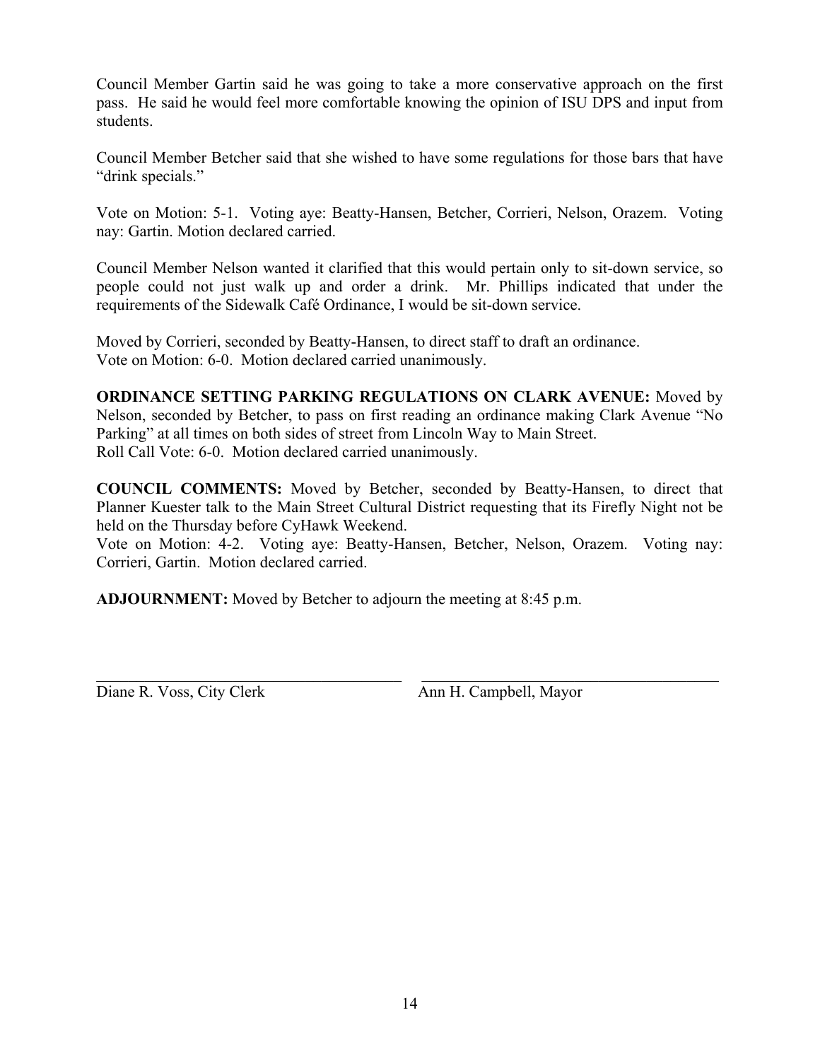Council Member Gartin said he was going to take a more conservative approach on the first pass. He said he would feel more comfortable knowing the opinion of ISU DPS and input from students.

Council Member Betcher said that she wished to have some regulations for those bars that have "drink specials."

Vote on Motion: 5-1. Voting aye: Beatty-Hansen, Betcher, Corrieri, Nelson, Orazem. Voting nay: Gartin. Motion declared carried.

Council Member Nelson wanted it clarified that this would pertain only to sit-down service, so people could not just walk up and order a drink. Mr. Phillips indicated that under the requirements of the Sidewalk Café Ordinance, I would be sit-down service.

Moved by Corrieri, seconded by Beatty-Hansen, to direct staff to draft an ordinance.
Vote on Motion: 6-0. Motion declared carried unanimously.

**ORDINANCE SETTING PARKING REGULATIONS ON CLARK AVENUE:** Moved by Nelson, seconded by Betcher, to pass on first reading an ordinance making Clark Avenue "No Parking" at all times on both sides of street from Lincoln Way to Main Street.
Roll Call Vote: 6-0. Motion declared carried unanimously.

**COUNCIL COMMENTS:** Moved by Betcher, seconded by Beatty-Hansen, to direct that Planner Kuester talk to the Main Street Cultural District requesting that its Firefly Night not be held on the Thursday before CyHawk Weekend.
Vote on Motion: 4-2. Voting aye: Beatty-Hansen, Betcher, Nelson, Orazem. Voting nay: Corrieri, Gartin. Motion declared carried.

**ADJOURNMENT:** Moved by Betcher to adjourn the meeting at 8:45 p.m.

\_\_\_\_\_\_\_\_\_\_\_\_\_\_\_\_\_\_\_\_\_\_\_\_\_\_\_\_\_\_\_\_\_\_\_\_\_\_
Diane R. Voss, City Clerk

\_\_\_\_\_\_\_\_\_\_\_\_\_\_\_\_\_\_\_\_\_\_\_\_\_\_\_\_\_\_\_\_\_\_\_\_\_\_
Ann H. Campbell, Mayor